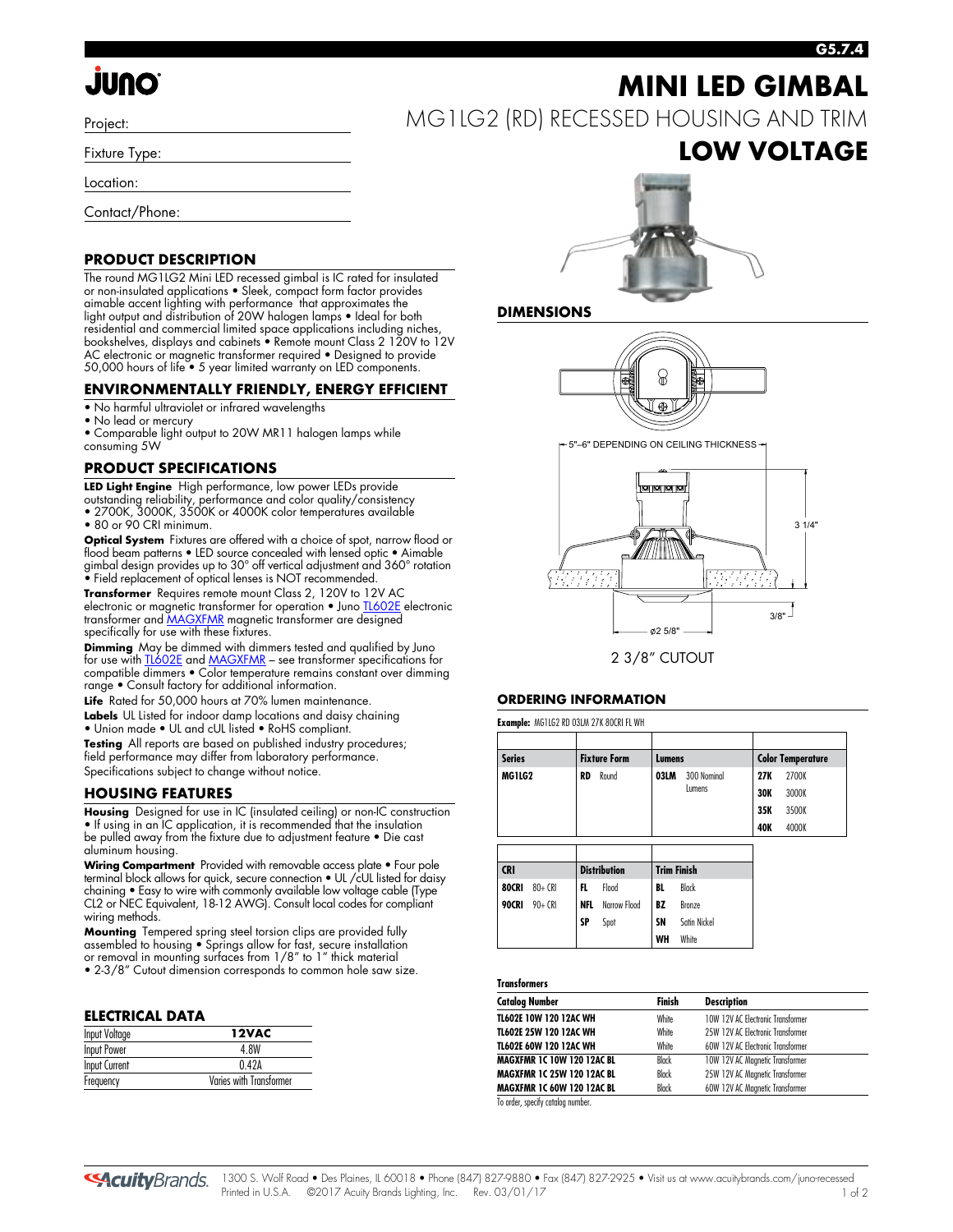# MINI LED GIMBAL

MG1LG2 (RD) RECESSED HOUSING AND TRIM

**LOW VOLTAGE**

Project:

Fixture Type:

Location:

Contact/Phone:

## PRODUCT DESCRIPTION

The round MG1LG2 Mini LED recessed gimbal is IC rated for insulated or non-insulated applications • Sleek, compact form factor provides aimable accent lighting with performance that approximates the light output and distribution of 20W halogen lamps • Ideal for both residential and commercial limited space applications including niches, bookshelves, displays and cabinets • Remote mount Class 2 120V to 12V AC electronic or magnetic transformer required • Designed to provide 50,000 hours of life • 5 year limited warranty on LED components.

## ENVIRONMENTALLY FRIENDLY, ENERGY EFFICIENT

- No harmful ultraviolet or infrared wavelengths
- No lead or mercury
- Comparable light output to 20W MR11 halogen lamps while consuming 5W

## PRODUCT SPECIFICATIONS

**LED Light Engine** High performance, low power LEDs provide outstanding reliability, performance and color quality/consistency • 2700K, 3000K, 3500K or 4000K color temperatures available • 80 or 90 CRI minimum.

**Optical System** Fixtures are offered with a choice of spot, narrow flood or flood beam patterns • LED source concealed with lensed optic • Aimable gimbal design provides up to 30° off vertical adjustment and 360° rotation • Field replacement of optical lenses is NOT recommended.

**Transformer** Requires remote mount Class 2, 120V to 12V AC electronic or magnetic transformer for operation • Juno TL602E electronic transformer and MAGXFMR magnetic transformer are designed specifically for use with these fixtures.

**Dimming** May be dimmed with dimmers tested and qualified by Juno for use with TL602E and MAGXFMR – see transformer specifications for compatible dimmers • Color temperature remains constant over dimming range • Consult factory for additional information.

**Life** Rated for 50,000 hours at 70% lumen maintenance.

**Labels** UL Listed for indoor damp locations and daisy chaining • Union made • UL and cUL listed • RoHS compliant.

**Testing** All reports are based on published industry procedures; field performance may differ from laboratory performance. Specifications subject to change without notice.

## HOUSING FEATURES

**Housing** Designed for use in IC (insulated ceiling) or non-IC construction • If using in an IC application, it is recommended that the insulation be pulled away from the fixture due to adjustment feature • Die cast aluminum housing.

**Wiring Compartment** Provided with removable access plate • Four pole terminal block allows for quick, secure connection • UL /cUL listed for daisy chaining • Easy to wire with commonly available low voltage cable (Type CL2 or NEC Equivalent, 18-12 AWG). Consult local codes for compliant wiring methods.

**Mounting** Tempered spring steel torsion clips are provided fully assembled to housing • Springs allow for fast, secure installation or removal in mounting surfaces from 1/8" to 1" thick material • 2-3/8" Cutout dimension corresponds to common hole saw size.

## ELECTRICAL DATA

| Input Voltage | 12VAC |
|---|---|
| Input Power | 4.8W |
| Input Current | 0.42A |
| Frequency | Varies with Transformer |

## DIMENSIONS

5"–6" DEPENDING ON CEILING THICKNESS

3 1/4"

3/8"

ø2 5/8"

2 3/8" CUTOUT

## ORDERING INFORMATION

**Example:** MG1LG2 RD 03LM 27K 80CRI FL WH

| Series | Fixture Form | Lumens | Color Temperature |
|---|---|---|---|
| **MG1LG2** | **RD** Round | **03LM** 300 Nominal Lumens | **27K** 2700K |
| | | | **30K** 3000K |
| | | | **35K** 3500K |
| | | | **40K** 4000K |

| CRI | Distribution | Trim Finish |
|---|---|---|
| **80CRI** 80+ CRI | **FL** Flood | **BL** Black |
| **90CRI** 90+ CRI | **NFL** Narrow Flood | **BZ** Bronze |
| | **SP** Spot | **SN** Satin Nickel |
| | | **WH** White |

**Transformers**

| Catalog Number | Finish | Description |
|---|---|---|
| **TL602E 10W 120 12AC WH** | White | 10W 12V AC Electronic Transformer |
| **TL602E 25W 120 12AC WH** | White | 25W 12V AC Electronic Transformer |
| **TL602E 60W 120 12AC WH** | White | 60W 12V AC Electronic Transformer |
| **MAGXFMR 1C 10W 120 12AC BL** | Black | 10W 12V AC Magnetic Transformer |
| **MAGXFMR 1C 25W 120 12AC BL** | Black | 25W 12V AC Magnetic Transformer |
| **MAGXFMR 1C 60W 120 12AC BL** | Black | 60W 12V AC Magnetic Transformer |

To order, specify catalog number.

1300 S. Wolf Road • Des Plaines, IL 60018 • Phone (847) 827-9880 • Fax (847) 827-2925 • Visit us at www.acuitybrands.com/juno-recessed
Printed in U.S.A. ©2017 Acuity Brands Lighting, Inc. Rev. 03/01/17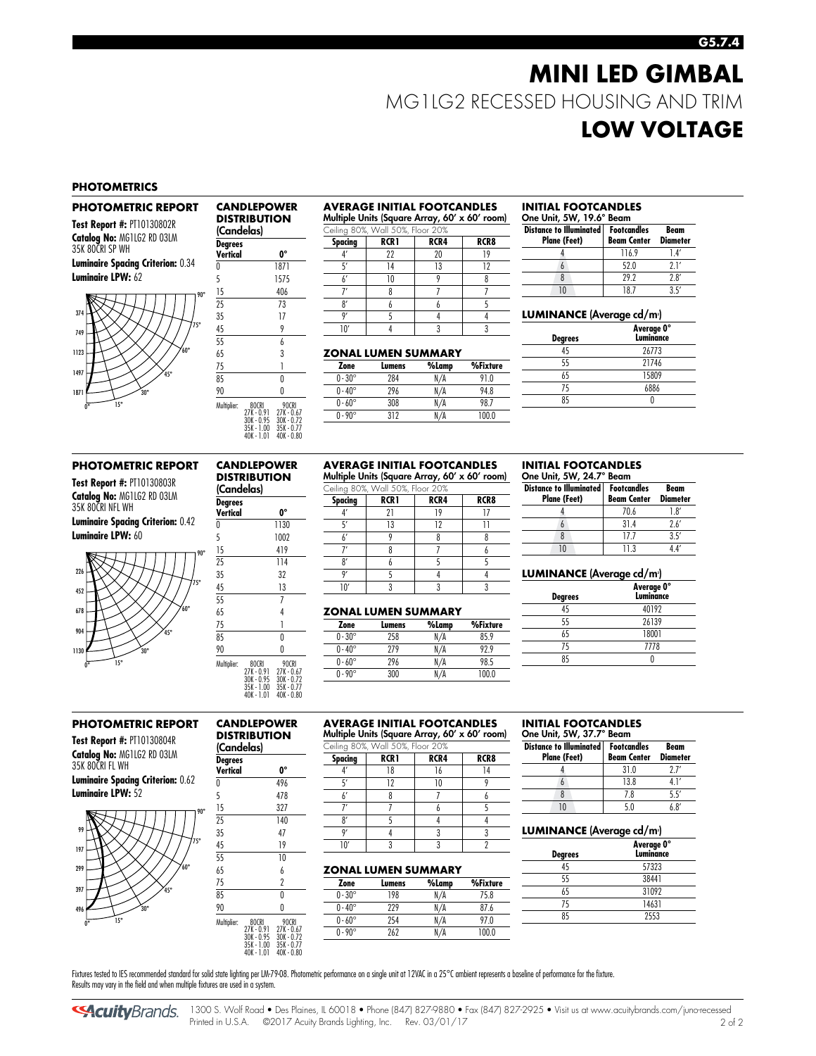G5.7.4

# MINI LED GIMBAL

MG1LG2 RECESSED HOUSING AND TRIM

## LOW VOLTAGE

### PHOTOMETRICS

#### PHOTOMETRIC REPORT

**Test Report #:** PT10130802R
**Catalog No:** MG1LG2 RD 03LM 35K 80CRI SP WH
**Luminaire Spacing Criterion:** 0.34
**Luminaire LPW:** 62

374
749
1123
1497
1871
0° 15° 30° 45° 60° 75° 90°

**CANDLEPOWER DISTRIBUTION (Candelas)**

| Degrees Vertical | 0° |
|---|---|
| 0 | 1871 |
| 5 | 1575 |
| 15 | 406 |
| 25 | 73 |
| 35 | 17 |
| 45 | 9 |
| 55 | 6 |
| 65 | 3 |
| 75 | 1 |
| 85 | 0 |
| 90 | 0 |

Multiplier: 80CRI 27K - 0.91, 30K - 0.95, 35K - 1.00, 40K - 1.01; 90CRI 27K - 0.67, 30K - 0.72, 35K - 0.77, 40K - 0.80

**AVERAGE INITIAL FOOTCANDLES**
Multiple Units (Square Array, 60' x 60' room)
Ceiling 80%, Wall 50%, Floor 20%

| Spacing | RCR1 | RCR4 | RCR8 |
|---|---|---|---|
| 4' | 22 | 20 | 19 |
| 5' | 14 | 13 | 12 |
| 6' | 10 | 9 | 8 |
| 7' | 8 | 7 | 7 |
| 8' | 6 | 6 | 5 |
| 9' | 5 | 4 | 4 |
| 10' | 4 | 3 | 3 |

**ZONAL LUMEN SUMMARY**

| Zone | Lumens | %Lamp | %Fixture |
|---|---|---|---|
| 0 - 30° | 284 | N/A | 91.0 |
| 0 - 40° | 296 | N/A | 94.8 |
| 0 - 60° | 308 | N/A | 98.7 |
| 0 - 90° | 312 | N/A | 100.0 |

**INITIAL FOOTCANDLES**
One Unit, 5W, 19.6° Beam

| Distance to Illuminated Plane (Feet) | Footcandles Beam Center | Beam Diameter |
|---|---|---|
| 4 | 116.9 | 1.4' |
| 6 | 52.0 | 2.1' |
| 8 | 29.2 | 2.8' |
| 10 | 18.7 | 3.5' |

**LUMINANCE (Average cd/m²)**

| Degrees | Average 0° Luminance |
|---|---|
| 45 | 26773 |
| 55 | 21746 |
| 65 | 15809 |
| 75 | 6886 |
| 85 | 0 |

#### PHOTOMETRIC REPORT

**Test Report #:** PT10130803R
**Catalog No:** MG1LG2 RD 03LM 35K 80CRI NFL WH
**Luminaire Spacing Criterion:** 0.42
**Luminaire LPW:** 60

226
452
678
904
1130
0° 15° 30° 45° 60° 75° 90°

**CANDLEPOWER DISTRIBUTION (Candelas)**

| Degrees Vertical | 0° |
|---|---|
| 0 | 1130 |
| 5 | 1002 |
| 15 | 419 |
| 25 | 114 |
| 35 | 32 |
| 45 | 13 |
| 55 | 7 |
| 65 | 4 |
| 75 | 1 |
| 85 | 0 |
| 90 | 0 |

Multiplier: 80CRI 27K - 0.91, 30K - 0.95, 35K - 1.00, 40K - 1.01; 90CRI 27K - 0.67, 30K - 0.72, 35K - 0.77, 40K - 0.80

**AVERAGE INITIAL FOOTCANDLES**
Multiple Units (Square Array, 60' x 60' room)
Ceiling 80%, Wall 50%, Floor 20%

| Spacing | RCR1 | RCR4 | RCR8 |
|---|---|---|---|
| 4' | 21 | 19 | 17 |
| 5' | 13 | 12 | 11 |
| 6' | 9 | 8 | 8 |
| 7' | 8 | 7 | 6 |
| 8' | 6 | 5 | 5 |
| 9' | 5 | 4 | 4 |
| 10' | 3 | 3 | 3 |

**ZONAL LUMEN SUMMARY**

| Zone | Lumens | %Lamp | %Fixture |
|---|---|---|---|
| 0 - 30° | 258 | N/A | 85.9 |
| 0 - 40° | 279 | N/A | 92.9 |
| 0 - 60° | 296 | N/A | 98.5 |
| 0 - 90° | 300 | N/A | 100.0 |

**INITIAL FOOTCANDLES**
One Unit, 5W, 24.7° Beam

| Distance to Illuminated Plane (Feet) | Footcandles Beam Center | Beam Diameter |
|---|---|---|
| 4 | 70.6 | 1.8' |
| 6 | 31.4 | 2.6' |
| 8 | 17.7 | 3.5' |
| 10 | 11.3 | 4.4' |

**LUMINANCE (Average cd/m²)**

| Degrees | Average 0° Luminance |
|---|---|
| 45 | 40192 |
| 55 | 26139 |
| 65 | 18001 |
| 75 | 7778 |
| 85 | 0 |

#### PHOTOMETRIC REPORT

**Test Report #:** PT10130804R
**Catalog No:** MG1LG2 RD 03LM 35K 80CRI FL WH
**Luminaire Spacing Criterion:** 0.62
**Luminaire LPW:** 52

99
197
299
397
496
0° 15° 30° 45° 60° 75° 90°

**CANDLEPOWER DISTRIBUTION (Candelas)**

| Degrees Vertical | 0° |
|---|---|
| 0 | 496 |
| 5 | 478 |
| 15 | 327 |
| 25 | 140 |
| 35 | 47 |
| 45 | 19 |
| 55 | 10 |
| 65 | 6 |
| 75 | 2 |
| 85 | 0 |
| 90 | 0 |

Multiplier: 80CRI 27K - 0.91, 30K - 0.95, 35K - 1.00, 40K - 1.01; 90CRI 27K - 0.67, 30K - 0.72, 35K - 0.77, 40K - 0.80

**AVERAGE INITIAL FOOTCANDLES**
Multiple Units (Square Array, 60' x 60' room)
Ceiling 80%, Wall 50%, Floor 20%

| Spacing | RCR1 | RCR4 | RCR8 |
|---|---|---|---|
| 4' | 18 | 16 | 14 |
| 5' | 12 | 10 | 9 |
| 6' | 8 | 7 | 6 |
| 7' | 7 | 6 | 5 |
| 8' | 5 | 4 | 4 |
| 9' | 4 | 3 | 3 |
| 10' | 3 | 3 | 2 |

**ZONAL LUMEN SUMMARY**

| Zone | Lumens | %Lamp | %Fixture |
|---|---|---|---|
| 0 - 30° | 198 | N/A | 75.8 |
| 0 - 40° | 229 | N/A | 87.6 |
| 0 - 60° | 254 | N/A | 97.0 |
| 0 - 90° | 262 | N/A | 100.0 |

**INITIAL FOOTCANDLES**
One Unit, 5W, 37.7° Beam

| Distance to Illuminated Plane (Feet) | Footcandles Beam Center | Beam Diameter |
|---|---|---|
| 4 | 31.0 | 2.7' |
| 6 | 13.8 | 4.1' |
| 8 | 7.8 | 5.5' |
| 10 | 5.0 | 6.8' |

**LUMINANCE (Average cd/m²)**

| Degrees | Average 0° Luminance |
|---|---|
| 45 | 57323 |
| 55 | 38441 |
| 65 | 31092 |
| 75 | 14631 |
| 85 | 2553 |

Fixtures tested to IES recommended standard for solid state lighting per LM-79-08. Photometric performance on a single unit at 12VAC in a 25°C ambient represents a baseline of performance for the fixture. Results may vary in the field and when multiple fixtures are used in a system.

AcuityBrands. 1300 S. Wolf Road • Des Plaines, IL 60018 • Phone (847) 827-9880 • Fax (847) 827-2925 • Visit us at www.acuitybrands.com/juno-recessed
Printed in U.S.A. ©2017 Acuity Brands Lighting, Inc. Rev. 03/01/17